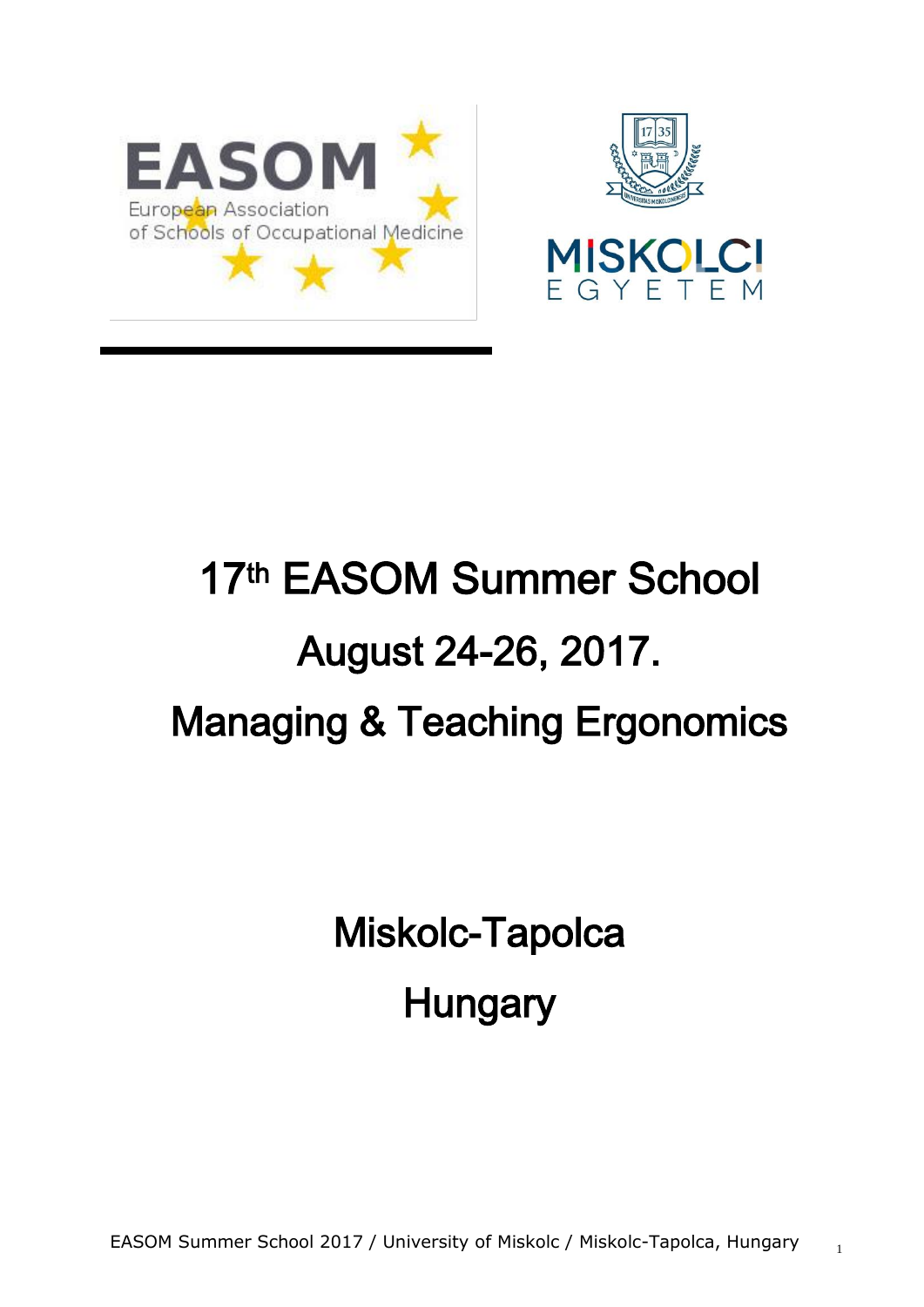EASOM

European Association of Schools of Occupational Medicine

MISKOLCI EGYETEM

# 17th EASOM Summer School

# August 24-26, 2017.

# Managing & Teaching Ergonomics

## Miskolc-Tapolca

## Hungary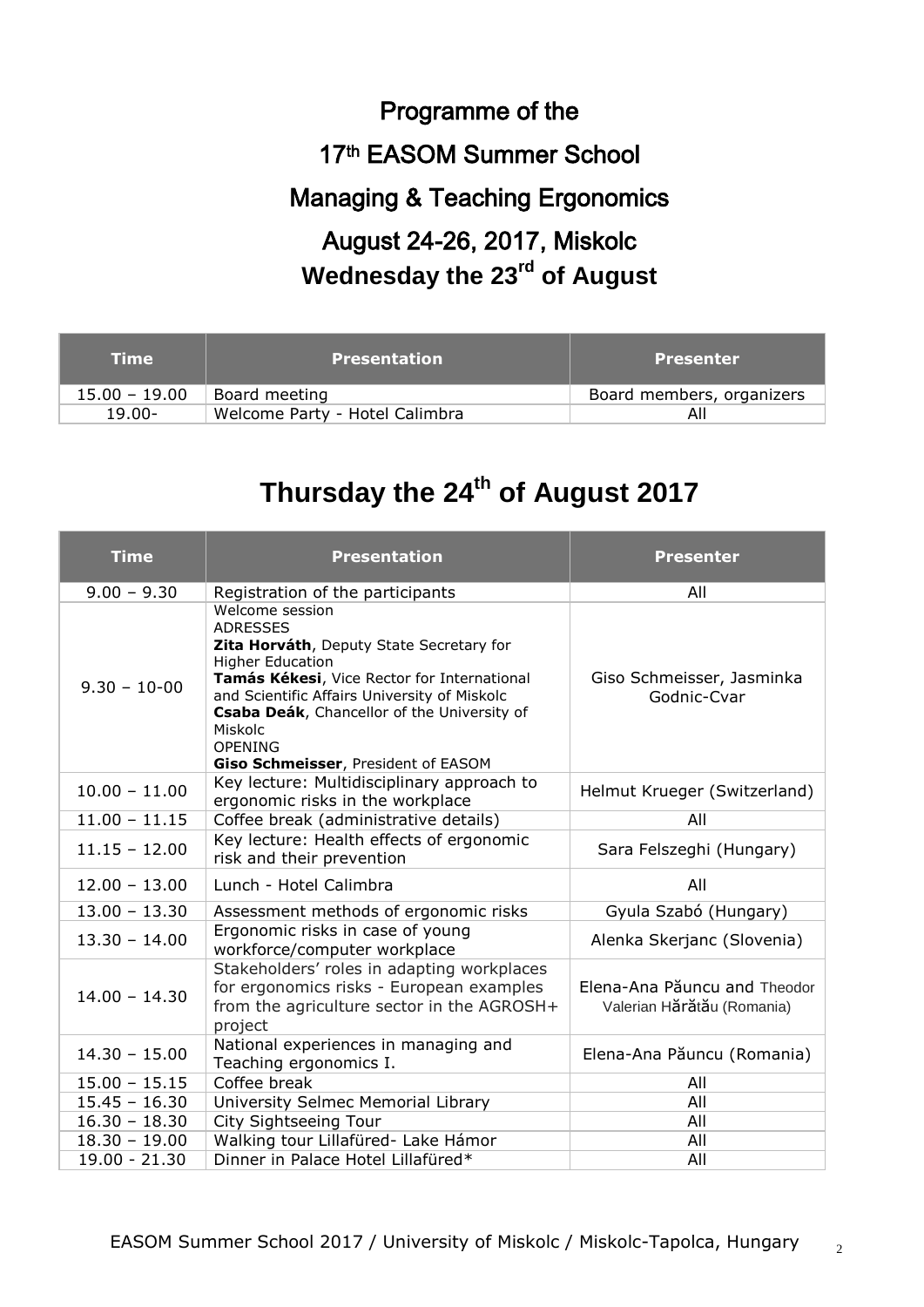# Programme of the

# 17th EASOM Summer School

# Managing & Teaching Ergonomics

# August 24-26, 2017, Miskolc

## Wednesday the 23rd of August

| Time | Presentation | Presenter |
|---|---|---|
| 15.00 – 19.00 | Board meeting | Board members, organizers |
| 19.00- | Welcome Party - Hotel Calimbra | All |

# Thursday the 24th of August 2017

| Time | Presentation | Presenter |
|---|---|---|
| 9.00 – 9.30 | Registration of the participants | All |
| 9.30 – 10-00 | Welcome session<br>ADRESSES<br>**Zita Horváth**, Deputy State Secretary for Higher Education<br>**Tamás Kékesi**, Vice Rector for International and Scientific Affairs University of Miskolc<br>**Csaba Deák**, Chancellor of the University of Miskolc<br>OPENING<br>**Giso Schmeisser**, President of EASOM | Giso Schmeisser, Jasminka Godnic-Cvar |
| 10.00 – 11.00 | Key lecture: Multidisciplinary approach to ergonomic risks in the workplace | Helmut Krueger (Switzerland) |
| 11.00 – 11.15 | Coffee break (administrative details) | All |
| 11.15 – 12.00 | Key lecture: Health effects of ergonomic risk and their prevention | Sara Felszeghi (Hungary) |
| 12.00 – 13.00 | Lunch - Hotel Calimbra | All |
| 13.00 – 13.30 | Assessment methods of ergonomic risks | Gyula Szabó (Hungary) |
| 13.30 – 14.00 | Ergonomic risks in case of young workforce/computer workplace | Alenka Skerjanc (Slovenia) |
| 14.00 – 14.30 | Stakeholders' roles in adapting workplaces for ergonomics risks - European examples from the agriculture sector in the AGROSH+ project | Elena-Ana Păuncu and Theodor Valerian Hărăţău (Romania) |
| 14.30 – 15.00 | National experiences in managing and Teaching ergonomics I. | Elena-Ana Păuncu (Romania) |
| 15.00 – 15.15 | Coffee break | All |
| 15.45 – 16.30 | University Selmec Memorial Library | All |
| 16.30 – 18.30 | City Sightseeing Tour | All |
| 18.30 – 19.00 | Walking tour Lillafüred- Lake Hámor | All |
| 19.00 - 21.30 | Dinner in Palace Hotel Lillafüred* | All |

EASOM Summer School 2017 / University of Miskolc / Miskolc-Tapolca, Hungary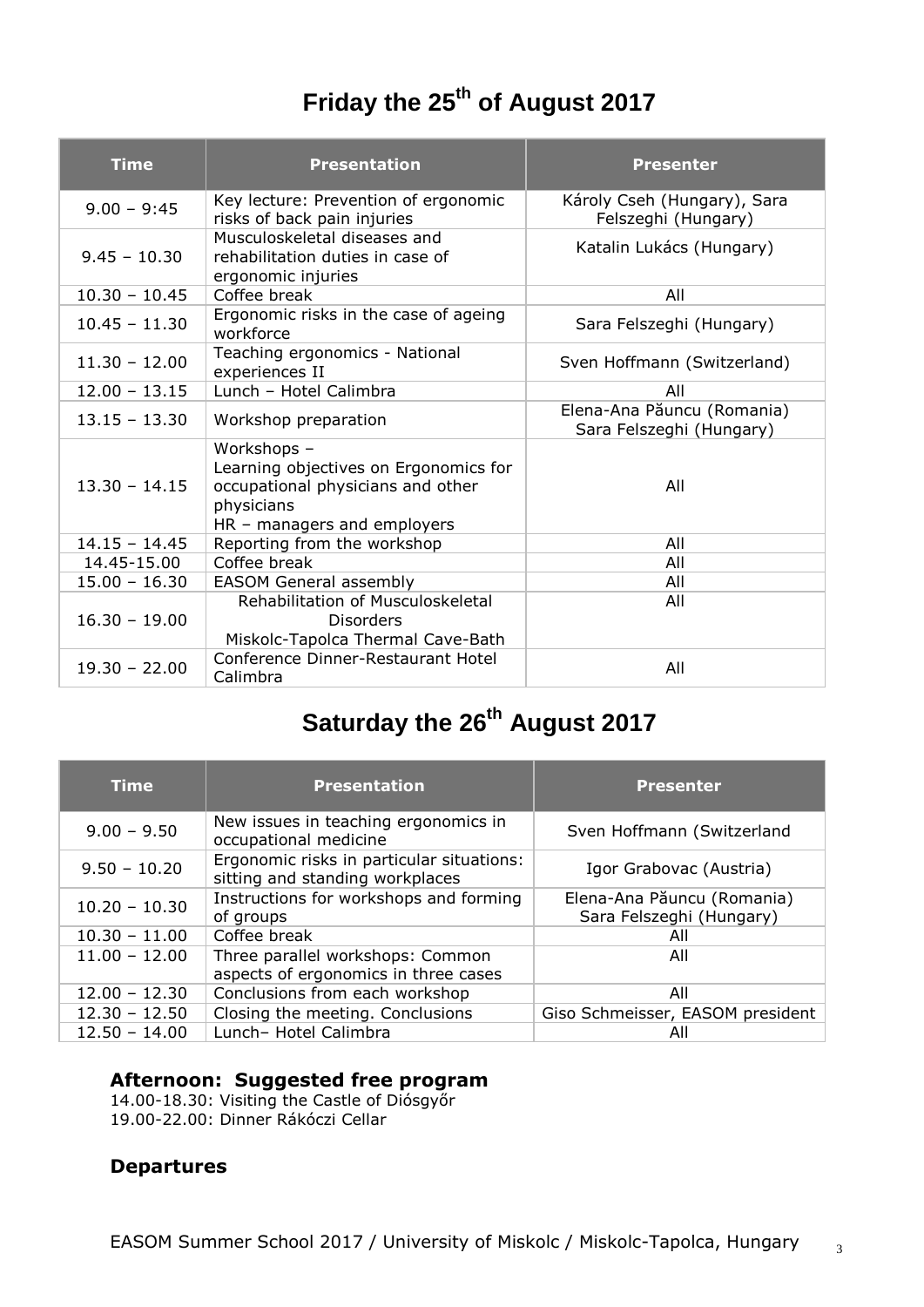# Friday the 25th of August 2017

| Time | Presentation | Presenter |
|---|---|---|
| 9.00 – 9:45 | Key lecture: Prevention of ergonomic risks of back pain injuries | Károly Cseh (Hungary), Sara Felszeghi (Hungary) |
| 9.45 – 10.30 | Musculoskeletal diseases and rehabilitation duties in case of ergonomic injuries | Katalin Lukács (Hungary) |
| 10.30 – 10.45 | Coffee break | All |
| 10.45 – 11.30 | Ergonomic risks in the case of ageing workforce | Sara Felszeghi (Hungary) |
| 11.30 – 12.00 | Teaching ergonomics - National experiences II | Sven Hoffmann (Switzerland) |
| 12.00 – 13.15 | Lunch – Hotel Calimbra | All |
| 13.15 – 13.30 | Workshop preparation | Elena-Ana Păuncu (Romania) Sara Felszeghi (Hungary) |
| 13.30 – 14.15 | Workshops – Learning objectives on Ergonomics for occupational physicians and other physicians HR – managers and employers | All |
| 14.15 – 14.45 | Reporting from the workshop | All |
| 14.45-15.00 | Coffee break | All |
| 15.00 – 16.30 | EASOM General assembly | All |
| 16.30 – 19.00 | Rehabilitation of Musculoskeletal Disorders Miskolc-Tapolca Thermal Cave-Bath | All |
| 19.30 – 22.00 | Conference Dinner-Restaurant Hotel Calimbra | All |

# Saturday the 26th August 2017

| Time | Presentation | Presenter |
|---|---|---|
| 9.00 – 9.50 | New issues in teaching ergonomics in occupational medicine | Sven Hoffmann (Switzerland |
| 9.50 – 10.20 | Ergonomic risks in particular situations: sitting and standing workplaces | Igor Grabovac (Austria) |
| 10.20 – 10.30 | Instructions for workshops and forming of groups | Elena-Ana Păuncu (Romania) Sara Felszeghi (Hungary) |
| 10.30 – 11.00 | Coffee break | All |
| 11.00 – 12.00 | Three parallel workshops: Common aspects of ergonomics in three cases | All |
| 12.00 – 12.30 | Conclusions from each workshop | All |
| 12.30 – 12.50 | Closing the meeting. Conclusions | Giso Schmeisser, EASOM president |
| 12.50 – 14.00 | Lunch– Hotel Calimbra | All |

### Afternoon: Suggested free program

14.00-18.30: Visiting the Castle of Diósgyőr
19.00-22.00: Dinner Rákóczi Cellar

### Departures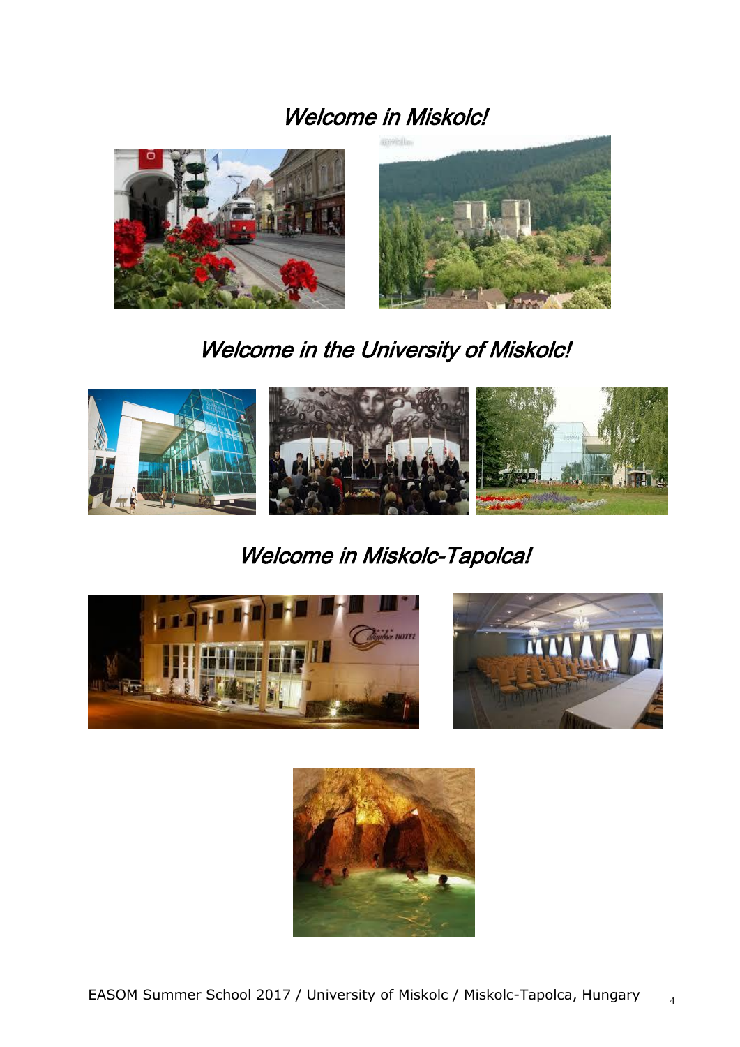## *Welcome in Miskolc!*

## *Welcome in the University of Miskolc!*

## *Welcome in Miskolc-Tapolca!*